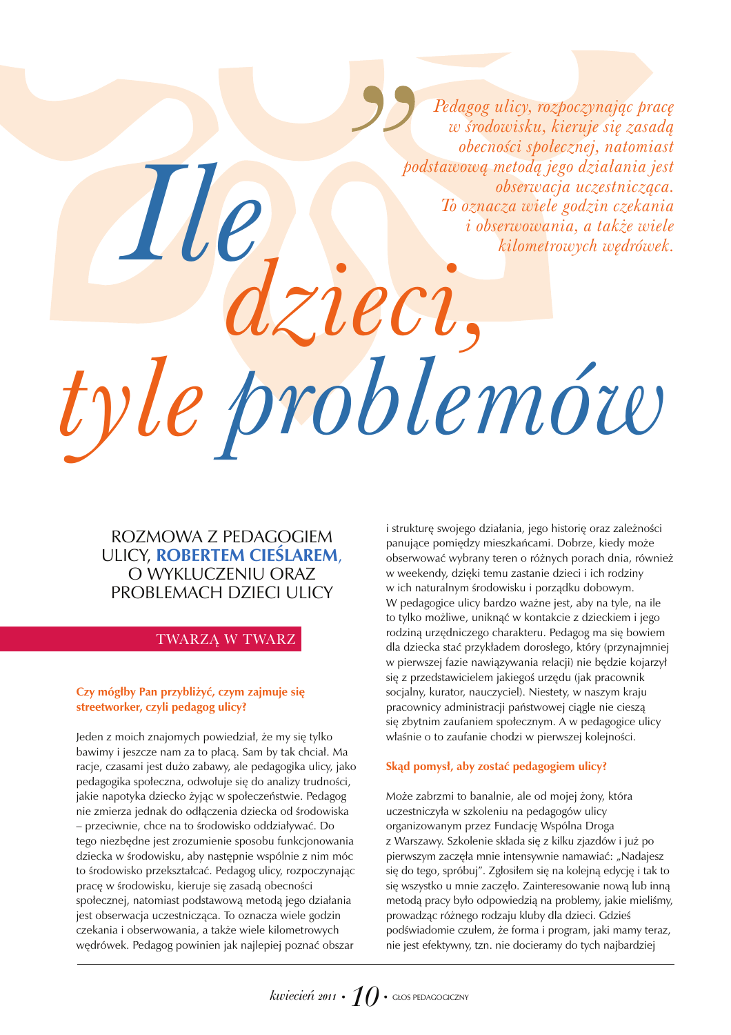# Ile dzieci, tyle problemów

> *Pedagog ulicy, rozpoczynając pracę w środowisku, kieruje się zasadą obecności społecznej, natomiast podstawową metodą jego działania jest obserwacja uczestnicząca. To oznacza wiele godzin czekania i obserwowania, a także wiele kilometrowych wędrówek.*

ROZMOWA Z PEDAGOGIEM ULICY, **ROBERTEM CIEŚLAREM**, O WYKLUCZENIU ORAZ PROBLEMACH DZIECI ULICY

TWARZĄ W TWARZ

**Czy mógłby Pan przybliżyć, czym zajmuje się streetworker, czyli pedagog ulicy?**

Jeden z moich znajomych powiedział, że my się tylko bawimy i jeszcze nam za to płacą. Sam by tak chciał. Ma racje, czasami jest dużo zabawy, ale pedagogika ulicy, jako pedagogika społeczna, odwołuje się do analizy trudności, jakie napotyka dziecko żyjąc w społeczeństwie. Pedagog nie zmierza jednak do odłączenia dziecka od środowiska – przeciwnie, chce na to środowisko oddziaływać. Do tego niezbędne jest zrozumienie sposobu funkcjonowania dziecka w środowisku, aby następnie wspólnie z nim móc to środowisko przekształcać. Pedagog ulicy, rozpoczynając pracę w środowisku, kieruje się zasadą obecności społecznej, natomiast podstawową metodą jego działania jest obserwacja uczestnicząca. To oznacza wiele godzin czekania i obserwowania, a także wiele kilometrowych wędrówek. Pedagog powinien jak najlepiej poznać obszar i strukturę swojego działania, jego historię oraz zależności panujące pomiędzy mieszkańcami. Dobrze, kiedy może obserwować wybrany teren o różnych porach dnia, również w weekendy, dzięki temu zastanie dzieci i ich rodziny w ich naturalnym środowisku i porządku dobowym. W pedagogice ulicy bardzo ważne jest, aby na tyle, na ile to tylko możliwe, uniknąć w kontakcie z dzieckiem i jego rodziną urzędniczego charakteru. Pedagog ma się bowiem dla dziecka stać przykładem dorosłego, który (przynajmniej w pierwszej fazie nawiązywania relacji) nie będzie kojarzył się z przedstawicielem jakiegoś urzędu (jak pracownik socjalny, kurator, nauczyciel). Niestety, w naszym kraju pracownicy administracji państwowej ciągle nie cieszą się zbytnim zaufaniem społecznym. A w pedagogice ulicy właśnie o to zaufanie chodzi w pierwszej kolejności.

**Skąd pomysł, aby zostać pedagogiem ulicy?**

Może zabrzmi to banalnie, ale od mojej żony, która uczestniczyła w szkoleniu na pedagogów ulicy organizowanym przez Fundację Wspólna Droga z Warszawy. Szkolenie składa się z kilku zjazdów i już po pierwszym zaczęła mnie intensywnie namawiać: „Nadajesz się do tego, spróbuj". Zgłosiłem się na kolejną edycję i tak to się wszystko u mnie zaczęło. Zainteresowanie nową lub inną metodą pracy było odpowiedzią na problemy, jakie mieliśmy, prowadząc różnego rodzaju kluby dla dzieci. Gdzieś podświadomie czułem, że forma i program, jaki mamy teraz, nie jest efektywny, tzn. nie docieramy do tych najbardziej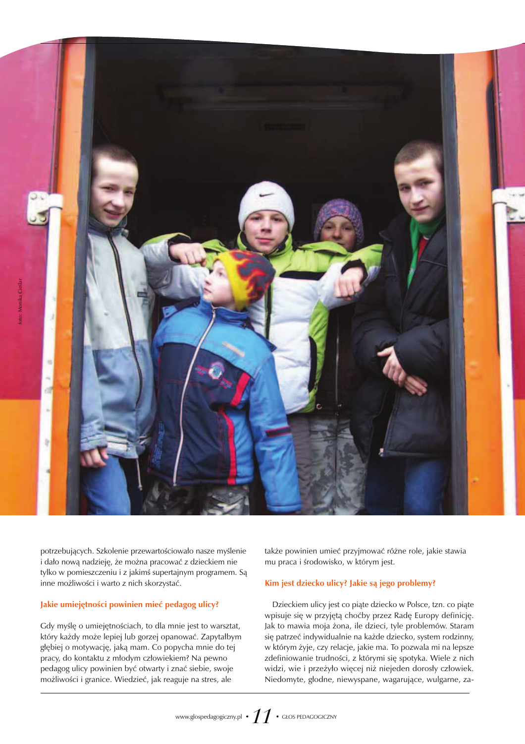foto: Monika Cieślar

potrzebujących. Szkolenie przewartościowało nasze myślenie i dało nową nadzieję, że można pracować z dzieckiem nie tylko w pomieszczeniu i z jakimś supertajnym programem. Są inne możliwości i warto z nich skorzystać.

### Jakie umiejętności powinien mieć pedagog ulicy?

Gdy myślę o umiejętnościach, to dla mnie jest to warsztat, który każdy może lepiej lub gorzej opanować. Zapytałbym głębiej o motywację, jaką mam. Co popycha mnie do tej pracy, do kontaktu z młodym człowiekiem? Na pewno pedagog ulicy powinien być otwarty i znać siebie, swoje możliwości i granice. Wiedzieć, jak reaguje na stres, ale także powinien umieć przyjmować różne role, jakie stawia mu praca i środowisko, w którym jest.

### Kim jest dziecko ulicy? Jakie są jego problemy?

Dzieckiem ulicy jest co piąte dziecko w Polsce, tzn. co piąte wpisuje się w przyjętą choćby przez Radę Europy definicję. Jak to mawia moja żona, ile dzieci, tyle problemów. Staram się patrzeć indywidualnie na każde dziecko, system rodzinny, w którym żyje, czy relacje, jakie ma. To pozwala mi na lepsze zdefiniowanie trudności, z którymi się spotyka. Wiele z nich widzi, wie i przeżyło więcej niż niejeden dorosły człowiek. Niedomyte, głodne, niewyspane, wagarujące, wulgarne, za-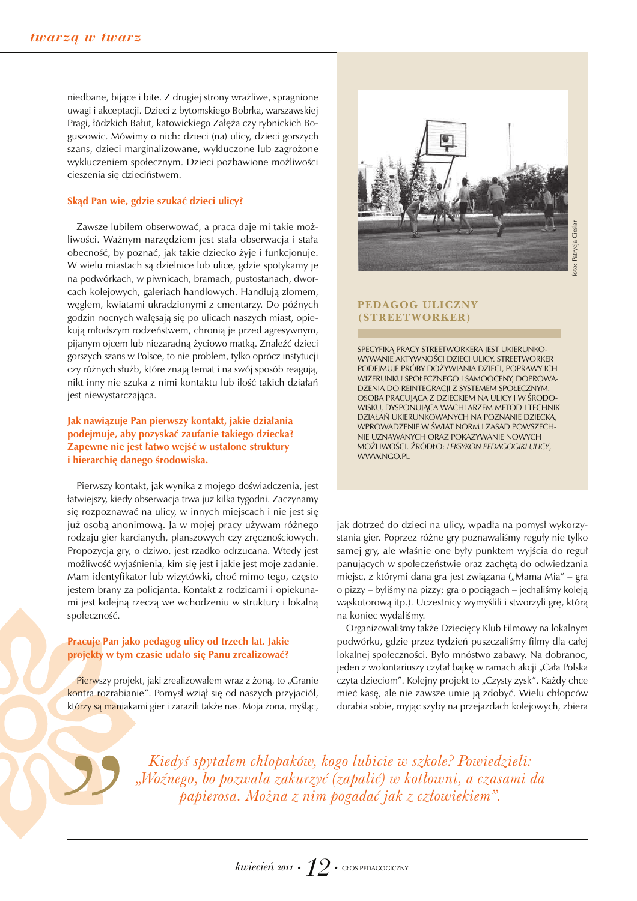niedbane, bijące i bite. Z drugiej strony wrażliwe, spragnione uwagi i akceptacji. Dzieci z bytomskiego Bobrka, warszawskiej Pragi, łódzkich Bałut, katowickiego Załęża czy rybnickich Boguszowic. Mówimy o nich: dzieci (na) ulicy, dzieci gorszych szans, dzieci marginalizowane, wykluczone lub zagrożone wykluczeniem społecznym. Dzieci pozbawione możliwości cieszenia się dzieciństwem.

**Skąd Pan wie, gdzie szukać dzieci ulicy?**

Zawsze lubiłem obserwować, a praca daje mi takie możliwości. Ważnym narzędziem jest stała obserwacja i stała obecność, by poznać, jak takie dziecko żyje i funkcjonuje. W wielu miastach są dzielnice lub ulice, gdzie spotykamy je na podwórkach, w piwnicach, bramach, pustostanach, dworcach kolejowych, galeriach handlowych. Handlują złomem, węglem, kwiatami ukradzionymi z cmentarzy. Do późnych godzin nocnych wałęsają się po ulicach naszych miast, opiekują młodszym rodzeństwem, chronią je przed agresywnym, pijanym ojcem lub niezaradną życiowo matką. Znaleźć dzieci gorszych szans w Polsce, to nie problem, tylko oprócz instytucji czy różnych służb, które znają temat i na swój sposób reagują, nikt inny nie szuka z nimi kontaktu lub ilość takich działań jest niewystarczająca.

**Jak nawiązuje Pan pierwszy kontakt, jakie działania podejmuje, aby pozyskać zaufanie takiego dziecka? Zapewne nie jest łatwo wejść w ustalone struktury i hierarchię danego środowiska.**

Pierwszy kontakt, jak wynika z mojego doświadczenia, jest łatwiejszy, kiedy obserwacja trwa już kilka tygodni. Zaczynamy się rozpoznawać na ulicy, w innych miejscach i nie jest się już osobą anonimową. Ja w mojej pracy używam różnego rodzaju gier karcianych, planszowych czy zręcznościowych. Propozycja gry, o dziwo, jest rzadko odrzucana. Wtedy jest możliwość wyjaśnienia, kim się jest i jakie jest moje zadanie. Mam identyfikator lub wizytówki, choć mimo tego, często jestem brany za policjanta. Kontakt z rodzicami i opiekunami jest kolejną rzeczą we wchodzeniu w struktury i lokalną społeczność.

**Pracuje Pan jako pedagog ulicy od trzech lat. Jakie projekty w tym czasie udało się Panu zrealizować?**

Pierwszy projekt, jaki zrealizowałem wraz z żoną, to „Granie kontra rozrabianie". Pomysł wziął się od naszych przyjaciół, którzy są maniakami gier i zarazili także nas. Moja żona, myśląc, jak dotrzeć do dzieci na ulicy, wpadła na pomysł wykorzystania gier. Poprzez różne gry poznawaliśmy reguły nie tylko samej gry, ale właśnie one były punktem wyjścia do reguł panujących w społeczeństwie oraz zachętą do odwiedzania miejsc, z którymi dana gra jest związana („Mama Mia" – gra o pizzy – byliśmy na pizzy; gra o pociągach – jechaliśmy koleją wąskotorową itp.). Uczestnicy wymyślili i stworzyli grę, którą na koniec wydaliśmy.

Organizowaliśmy także Dziecięcy Klub Filmowy na lokalnym podwórku, gdzie przez tydzień puszczaliśmy filmy dla całej lokalnej społeczności. Było mnóstwo zabawy. Na dobranoc, jeden z wolontariuszy czytał bajkę w ramach akcji „Cała Polska czyta dzieciom". Kolejny projekt to „Czysty zysk". Każdy chce mieć kasę, ale nie zawsze umie ją zdobyć. Wielu chłopców dorabia sobie, myjąc szyby na przejazdach kolejowych, zbiera

foto: Patrycja Cieślar

### PEDAGOG ULICZNY (STREETWORKER)

SPECYFIKĄ PRACY STREETWORKERA JEST UKIERUNKOWYWANIE AKTYWNOŚCI DZIECI ULICY. STREETWORKER PODEJMUJE PRÓBY DOŻYWIANIA DZIECI, POPRAWY ICH WIZERUNKU SPOŁECZNEGO I SAMOOCENY, DOPROWADZENIA DO REINTEGRACJI Z SYSTEMEM SPOŁECZNYM. OSOBA PRACUJĄCA Z DZIECKIEM NA ULICY I W ŚRODOWISKU, DYSPONUJĄCA WACHLARZEM METOD I TECHNIK DZIAŁAŃ UKIERUNKOWANYCH NA POZNANIE DZIECKA, WPROWADZENIE W ŚWIAT NORM I ZASAD POWSZECHNIE UZNAWANYCH ORAZ POKAZYWANIE NOWYCH MOŻLIWOŚCI. ŹRÓDŁO: *LEKSYKON PEDAGOGIKI ULICY*, WWW.NGO.PL

> *Kiedyś spytałem chłopaków, kogo lubicie w szkole? Powiedzieli: „Woźnego, bo pozwala zakurzyć (zapalić) w kotłowni, a czasami da papierosa. Można z nim pogadać jak z człowiekiem".*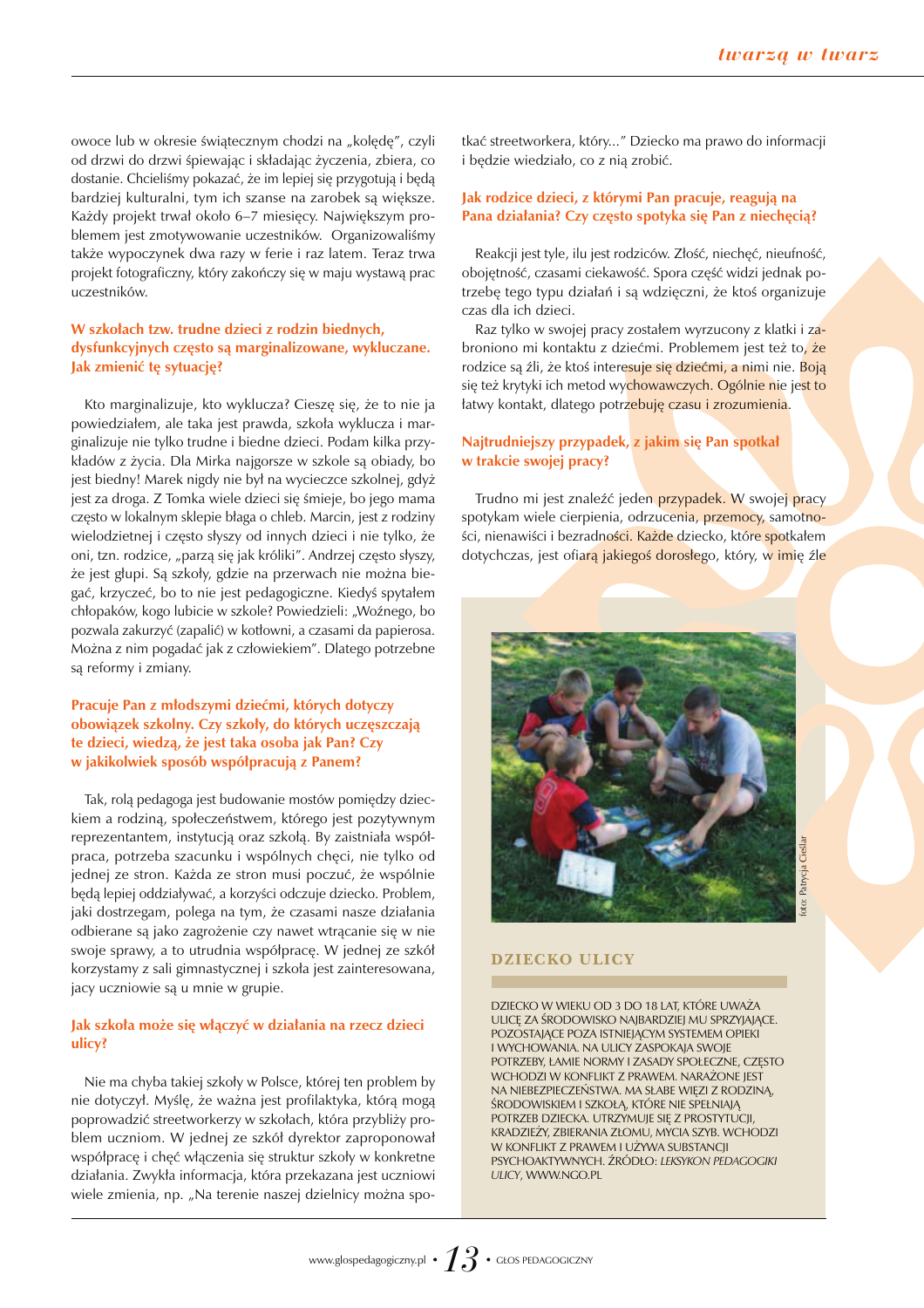owoce lub w okresie świątecznym chodzi na „kolędę", czyli od drzwi do drzwi śpiewając i składając życzenia, zbiera, co dostanie. Chcieliśmy pokazać, że im lepiej się przygotują i będą bardziej kulturalni, tym ich szanse na zarobek są większe. Każdy projekt trwał około 6–7 miesięcy. Największym problemem jest zmotywowanie uczestników. Organizowaliśmy także wypoczynek dwa razy w ferie i raz latem. Teraz trwa projekt fotograficzny, który zakończy się w maju wystawą prac uczestników.

**W szkołach tzw. trudne dzieci z rodzin biednych, dysfunkcyjnych często są marginalizowane, wykluczane. Jak zmienić tę sytuację?**

Kto marginalizuje, kto wyklucza? Cieszę się, że to nie ja powiedziałem, ale taka jest prawda, szkoła wyklucza i marginalizuje nie tylko trudne i biedne dzieci. Podam kilka przykładów z życia. Dla Mirka najgorsze w szkole są obiady, bo jest biedny! Marek nigdy nie był na wycieczce szkolnej, gdyż jest za droga. Z Tomka wiele dzieci się śmieje, bo jego mama często w lokalnym sklepie błaga o chleb. Marcin, jest z rodziny wielodzietnej i często słyszy od innych dzieci i nie tylko, że oni, tzn. rodzice, „parzą się jak króliki". Andrzej często słyszy, że jest głupi. Są szkoły, gdzie na przerwach nie można biegać, krzyczeć, bo to nie jest pedagogiczne. Kiedyś spytałem chłopaków, kogo lubicie w szkole? Powiedzieli: „Woźnego, bo pozwala zakurzyć (zapalić) w kotłowni, a czasami da papierosa. Można z nim pogadać jak z człowiekiem". Dlatego potrzebne są reformy i zmiany.

**Pracuje Pan z młodszymi dziećmi, których dotyczy obowiązek szkolny. Czy szkoły, do których uczęszczają te dzieci, wiedzą, że jest taka osoba jak Pan? Czy w jakikolwiek sposób współpracują z Panem?**

Tak, rolą pedagoga jest budowanie mostów pomiędzy dzieckiem a rodziną, społeczeństwem, którego jest pozytywnym reprezentantem, instytucją oraz szkołą. By zaistniała współpraca, potrzeba szacunku i wspólnych chęci, nie tylko od jednej ze stron. Każda ze stron musi poczuć, że wspólnie będą lepiej oddziaływać, a korzyści odczuje dziecko. Problem, jaki dostrzegam, polega na tym, że czasami nasze działania odbierane są jako zagrożenie czy nawet wtrącanie się w nie swoje sprawy, a to utrudnia współpracę. W jednej ze szkół korzystamy z sali gimnastycznej i szkoła jest zainteresowana, jacy uczniowie są u mnie w grupie.

**Jak szkoła może się włączyć w działania na rzecz dzieci ulicy?**

Nie ma chyba takiej szkoły w Polsce, której ten problem by nie dotyczył. Myślę, że ważna jest profilaktyka, którą mogą poprowadzić streetworkerzy w szkołach, która przybliży problem uczniom. W jednej ze szkół dyrektor zaproponował współpracę i chęć włączenia się struktur szkoły w konkretne działania. Zwykła informacja, która przekazana jest uczniowi wiele zmienia, np. „Na terenie naszej dzielnicy można spotkać streetworkera, który..." Dziecko ma prawo do informacji i będzie wiedziało, co z nią zrobić.

**Jak rodzice dzieci, z którymi Pan pracuje, reagują na Pana działania? Czy często spotyka się Pan z niechęcią?**

Reakcji jest tyle, ilu jest rodziców. Złość, niechęć, nieufność, obojętność, czasami ciekawość. Spora część widzi jednak potrzebę tego typu działań i są wdzięczni, że ktoś organizuje czas dla ich dzieci.

Raz tylko w swojej pracy zostałem wyrzucony z klatki i zabroniono mi kontaktu z dziećmi. Problemem jest też to, że rodzice są źli, że ktoś interesuje się dziećmi, a nimi nie. Boją się też krytyki ich metod wychowawczych. Ogólnie nie jest to łatwy kontakt, dlatego potrzebuję czasu i zrozumienia.

**Najtrudniejszy przypadek, z jakim się Pan spotkał w trakcie swojej pracy?**

Trudno mi jest znaleźć jeden przypadek. W swojej pracy spotykam wiele cierpienia, odrzucenia, przemocy, samotności, nienawiści i bezradności. Każde dziecko, które spotkałem dotychczas, jest ofiarą jakiegoś dorosłego, który, w imię źle

fot. Patrycja Cieślar

### DZIECKO ULICY

DZIECKO W WIEKU OD 3 DO 18 LAT, KTÓRE UWAŻA ULICĘ ZA ŚRODOWISKO NAJBARDZIEJ MU SPRZYJAJĄCE. POZOSTAJĄCE POZA ISTNIEJĄCYM SYSTEMEM OPIEKI I WYCHOWANIA. NA ULICY ZASPOKAJA SWOJE POTRZEBY, ŁAMIE NORMY I ZASADY SPOŁECZNE, CZĘSTO WCHODZI W KONFLIKT Z PRAWEM. NARAŻONE JEST NA NIEBEZPIECZEŃSTWA. MA SŁABE WIĘZI Z RODZINĄ, ŚRODOWISKIEM I SZKOŁĄ, KTÓRE NIE SPEŁNIAJĄ POTRZEB DZIECKA. UTRZYMUJE SIĘ Z PROSTYTUCJI, KRADZIEŻY, ZBIERANIA ZŁOMU, MYCIA SZYB. WCHODZI W KONFLIKT Z PRAWEM I UŻYWA SUBSTANCJI PSYCHOAKTYWNYCH. ŹRÓDŁO: *LEKSYKON PEDAGOGIKI ULICY*, WWW.NGO.PL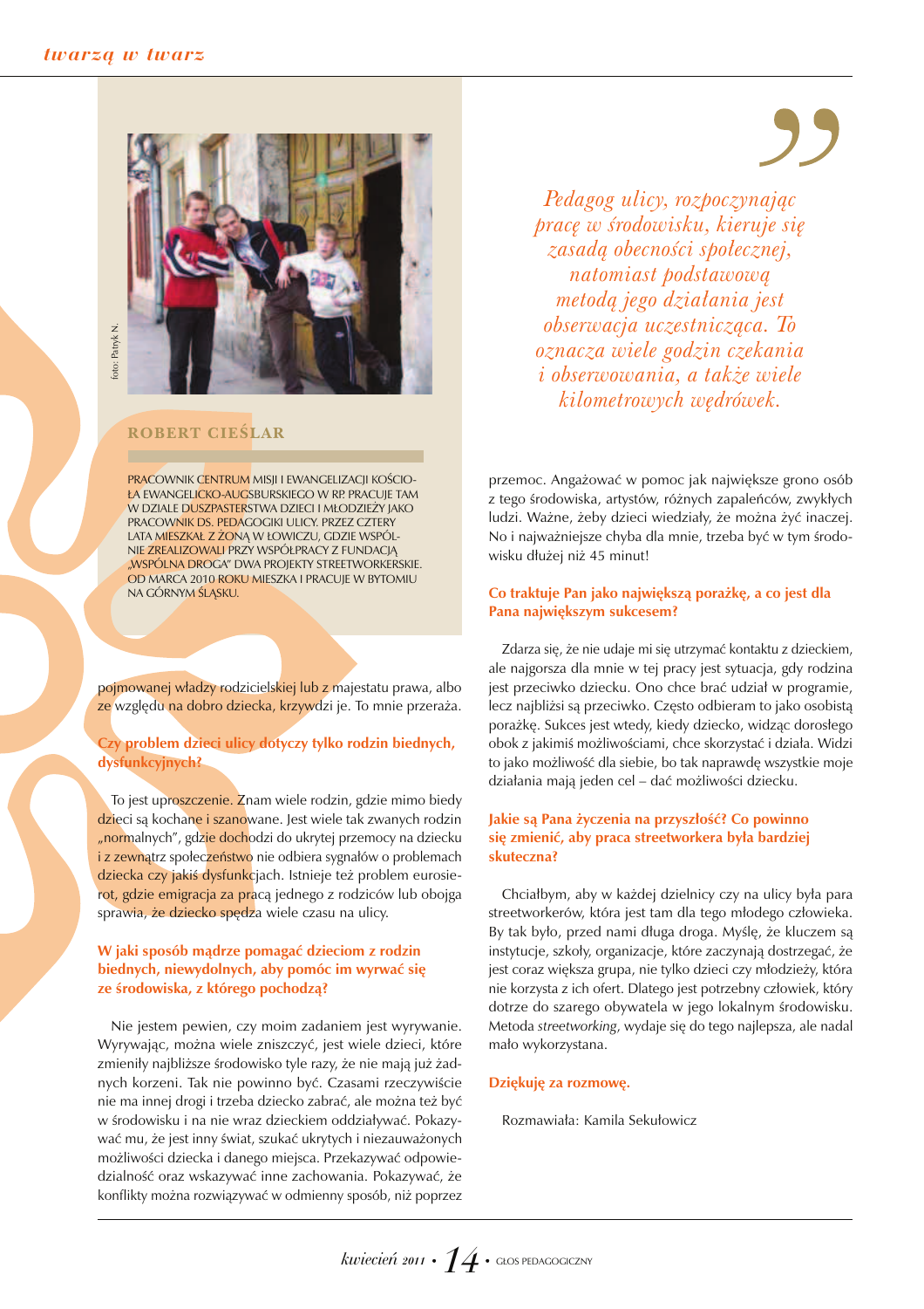**ROBERT CIEŚLAR**

PRACOWNIK CENTRUM MISJI I EWANGELIZACJI KOŚCIOŁA EWANGELICKO-AUGSBURSKIEGO W RP. PRACUJE TAM W DZIALE DUSZPASTERSTWA DZIECI I MŁODZIEŻY JAKO PRACOWNIK DS. PEDAGOGIKI ULICY. PRZEZ CZTERY LATA MIESZKAŁ Z ŻONĄ W ŁOWICZU, GDZIE WSPÓLNIE ZREALIZOWALI PRZY WSPÓŁPRACY Z FUNDACJĄ „WSPÓLNA DROGA" DWA PROJEKTY STREETWORKERSKIE. OD MARCA 2010 ROKU MIESZKA I PRACUJE W BYTOMIU NA GÓRNYM ŚLĄSKU.

foto: Patryk N.

> *Pedagog ulicy, rozpoczynając pracę w środowisku, kieruje się zasadą obecności społecznej, natomiast podstawową metodą jego działania jest obserwacja uczestnicząca. To oznacza wiele godzin czekania i obserwowania, a także wiele kilometrowych wędrówek.*

pojmowanej władzy rodzicielskiej lub z majestatu prawa, albo ze względu na dobro dziecka, krzywdzi je. To mnie przeraża.

**Czy problem dzieci ulicy dotyczy tylko rodzin biednych, dysfunkcyjnych?**

To jest uproszczenie. Znam wiele rodzin, gdzie mimo biedy dzieci są kochane i szanowane. Jest wiele tak zwanych rodzin „normalnych", gdzie dochodzi do ukrytej przemocy na dziecku i z zewnątrz społeczeństwo nie odbiera sygnałów o problemach dziecka czy jakiś dysfunkcjach. Istnieje też problem eurosierot, gdzie emigracja za pracą jednego z rodziców lub obojga sprawia, że dziecko spędza wiele czasu na ulicy.

**W jaki sposób mądrze pomagać dzieciom z rodzin biednych, niewydolnych, aby pomóc im wyrwać się ze środowiska, z którego pochodzą?**

Nie jestem pewien, czy moim zadaniem jest wyrywanie. Wyrywając, można wiele zniszczyć, jest wiele dzieci, które zmieniły najbliższe środowisko tyle razy, że nie mają już żadnych korzeni. Tak nie powinno być. Czasami rzeczywiście nie ma innej drogi i trzeba dziecko zabrać, ale można też być w środowisku i na nie wraz dzieckiem oddziaływać. Pokazywać mu, że jest inny świat, szukać ukrytych i niezauważonych możliwości dziecka i danego miejsca. Przekazywać odpowiedzialność oraz wskazywać inne zachowania. Pokazywać, że konflikty można rozwiązywać w odmienny sposób, niż poprzez przemoc. Angażować w pomoc jak największe grono osób z tego środowiska, artystów, różnych zapaleńców, zwykłych ludzi. Ważne, żeby dzieci wiedziały, że można żyć inaczej. No i najważniejsze chyba dla mnie, trzeba być w tym środowisku dłużej niż 45 minut!

**Co traktuje Pan jako największą porażkę, a co jest dla Pana największym sukcesem?**

Zdarza się, że nie udaje mi się utrzymać kontaktu z dzieckiem, ale najgorsza dla mnie w tej pracy jest sytuacja, gdy rodzina jest przeciwko dziecku. Ono chce brać udział w programie, lecz najbliżsi są przeciwko. Często odbieram to jako osobistą porażkę. Sukces jest wtedy, kiedy dziecko, widząc dorosłego obok z jakimiś możliwościami, chce skorzystać i działa. Widzi to jako możliwość dla siebie, bo tak naprawdę wszystkie moje działania mają jeden cel – dać możliwości dziecku.

**Jakie są Pana życzenia na przyszłość? Co powinno się zmienić, aby praca streetworkera była bardziej skuteczna?**

Chciałbym, aby w każdej dzielnicy czy na ulicy była para streetworkerów, która jest tam dla tego młodego człowieka. By tak było, przed nami długa droga. Myślę, że kluczem są instytucje, szkoły, organizacje, które zaczynają dostrzegać, że jest coraz większa grupa, nie tylko dzieci czy młodzieży, która nie korzysta z ich ofert. Dlatego jest potrzebny człowiek, który dotrze do szarego obywatela w jego lokalnym środowisku. Metoda *streetworking*, wydaje się do tego najlepsza, ale nadal mało wykorzystana.

**Dziękuję za rozmowę.**

Rozmawiała: Kamila Sekułowicz